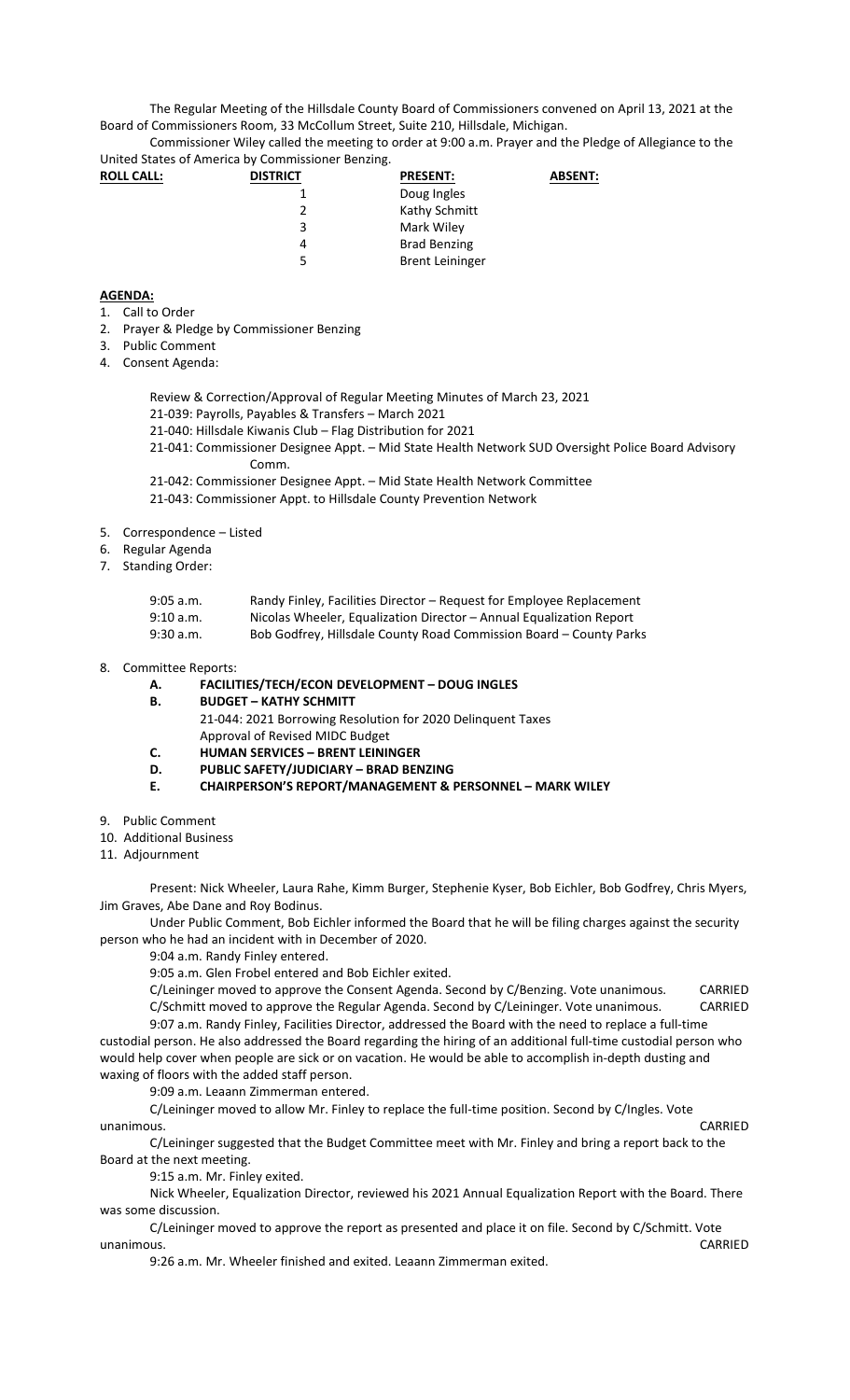The Regular Meeting of the Hillsdale County Board of Commissioners convened on April 13, 2021 at the Board of Commissioners Room, 33 McCollum Street, Suite 210, Hillsdale, Michigan.

Commissioner Wiley called the meeting to order at 9:00 a.m. Prayer and the Pledge of Allegiance to the United States of America by Commissioner Benzing.

| **ROLL CALL:** | **DISTRICT** | **PRESENT:** | **ABSENT:** |
|---|---|---|---|
| | 1 | Doug Ingles | |
| | 2 | Kathy Schmitt | |
| | 3 | Mark Wiley | |
| | 4 | Brad Benzing | |
| | 5 | Brent Leininger | |

**AGENDA:**

1. Call to Order
2. Prayer & Pledge by Commissioner Benzing
3. Public Comment
4. Consent Agenda:

   Review & Correction/Approval of Regular Meeting Minutes of March 23, 2021
   21-039: Payrolls, Payables & Transfers – March 2021
   21-040: Hillsdale Kiwanis Club – Flag Distribution for 2021
   21-041: Commissioner Designee Appt. – Mid State Health Network SUD Oversight Police Board Advisory Comm.
   21-042: Commissioner Designee Appt. – Mid State Health Network Committee
   21-043: Commissioner Appt. to Hillsdale County Prevention Network

5. Correspondence – Listed
6. Regular Agenda
7. Standing Order:

   9:05 a.m. Randy Finley, Facilities Director – Request for Employee Replacement
   9:10 a.m. Nicolas Wheeler, Equalization Director – Annual Equalization Report
   9:30 a.m. Bob Godfrey, Hillsdale County Road Commission Board – County Parks

8. Committee Reports:
   - **A. FACILITIES/TECH/ECON DEVELOPMENT – DOUG INGLES**
   - **B. BUDGET – KATHY SCHMITT**
     21-044: 2021 Borrowing Resolution for 2020 Delinquent Taxes
     Approval of Revised MIDC Budget
   - **C. HUMAN SERVICES – BRENT LEININGER**
   - **D. PUBLIC SAFETY/JUDICIARY – BRAD BENZING**
   - **E. CHAIRPERSON'S REPORT/MANAGEMENT & PERSONNEL – MARK WILEY**
9. Public Comment
10. Additional Business
11. Adjournment

Present: Nick Wheeler, Laura Rahe, Kimm Burger, Stephenie Kyser, Bob Eichler, Bob Godfrey, Chris Myers, Jim Graves, Abe Dane and Roy Bodinus.

Under Public Comment, Bob Eichler informed the Board that he will be filing charges against the security person who he had an incident with in December of 2020.

9:04 a.m. Randy Finley entered.

9:05 a.m. Glen Frobel entered and Bob Eichler exited.

C/Leininger moved to approve the Consent Agenda. Second by C/Benzing. Vote unanimous. CARRIED

C/Schmitt moved to approve the Regular Agenda. Second by C/Leininger. Vote unanimous. CARRIED

9:07 a.m. Randy Finley, Facilities Director, addressed the Board with the need to replace a full-time custodial person. He also addressed the Board regarding the hiring of an additional full-time custodial person who would help cover when people are sick or on vacation. He would be able to accomplish in-depth dusting and waxing of floors with the added staff person.

9:09 a.m. Leaann Zimmerman entered.

C/Leininger moved to allow Mr. Finley to replace the full-time position. Second by C/Ingles. Vote unanimous. CARRIED

C/Leininger suggested that the Budget Committee meet with Mr. Finley and bring a report back to the Board at the next meeting.

9:15 a.m. Mr. Finley exited.

Nick Wheeler, Equalization Director, reviewed his 2021 Annual Equalization Report with the Board. There was some discussion.

C/Leininger moved to approve the report as presented and place it on file. Second by C/Schmitt. Vote unanimous. CARRIED

9:26 a.m. Mr. Wheeler finished and exited. Leaann Zimmerman exited.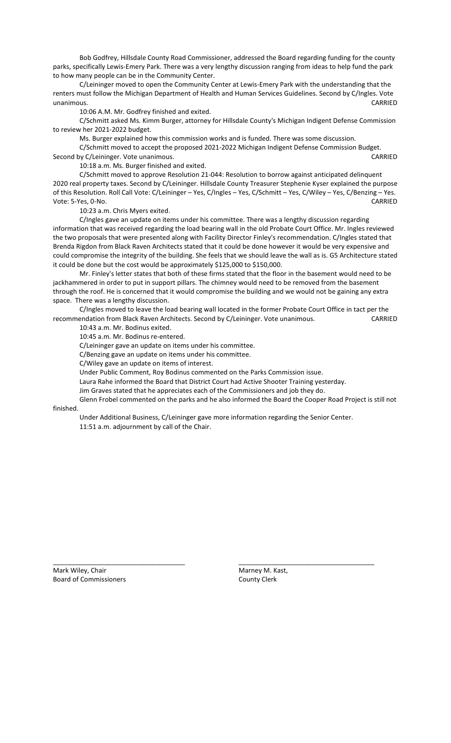Bob Godfrey, Hillsdale County Road Commissioner, addressed the Board regarding funding for the county parks, specifically Lewis-Emery Park. There was a very lengthy discussion ranging from ideas to help fund the park to how many people can be in the Community Center.

C/Leininger moved to open the Community Center at Lewis-Emery Park with the understanding that the renters must follow the Michigan Department of Health and Human Services Guidelines. Second by C/Ingles. Vote unanimous. CARRIED

10:06 A.M. Mr. Godfrey finished and exited.

C/Schmitt asked Ms. Kimm Burger, attorney for Hillsdale County's Michigan Indigent Defense Commission to review her 2021-2022 budget.

Ms. Burger explained how this commission works and is funded. There was some discussion.

C/Schmitt moved to accept the proposed 2021-2022 Michigan Indigent Defense Commission Budget. Second by C/Leininger. Vote unanimous. CARRIED

10:18 a.m. Ms. Burger finished and exited.

C/Schmitt moved to approve Resolution 21-044: Resolution to borrow against anticipated delinquent 2020 real property taxes. Second by C/Leininger. Hillsdale County Treasurer Stephenie Kyser explained the purpose of this Resolution. Roll Call Vote: C/Leininger – Yes, C/Ingles – Yes, C/Schmitt – Yes, C/Wiley – Yes, C/Benzing – Yes. Vote: 5-Yes, 0-No. CARRIED

10:23 a.m. Chris Myers exited.

C/Ingles gave an update on items under his committee. There was a lengthy discussion regarding information that was received regarding the load bearing wall in the old Probate Court Office. Mr. Ingles reviewed the two proposals that were presented along with Facility Director Finley's recommendation. C/Ingles stated that Brenda Rigdon from Black Raven Architects stated that it could be done however it would be very expensive and could compromise the integrity of the building. She feels that we should leave the wall as is. G5 Architecture stated it could be done but the cost would be approximately $125,000 to $150,000.

Mr. Finley's letter states that both of these firms stated that the floor in the basement would need to be jackhammered in order to put in support pillars. The chimney would need to be removed from the basement through the roof. He is concerned that it would compromise the building and we would not be gaining any extra space. There was a lengthy discussion.

C/Ingles moved to leave the load bearing wall located in the former Probate Court Office in tact per the recommendation from Black Raven Architects. Second by C/Leininger. Vote unanimous. CARRIED

10:43 a.m. Mr. Bodinus exited.

10:45 a.m. Mr. Bodinus re-entered.

C/Leininger gave an update on items under his committee.

C/Benzing gave an update on items under his committee.

C/Wiley gave an update on items of interest.

Under Public Comment, Roy Bodinus commented on the Parks Commission issue.

Laura Rahe informed the Board that District Court had Active Shooter Training yesterday.

Jim Graves stated that he appreciates each of the Commissioners and job they do.

Glenn Frobel commented on the parks and he also informed the Board the Cooper Road Project is still not finished.

Under Additional Business, C/Leininger gave more information regarding the Senior Center.

11:51 a.m. adjournment by call of the Chair.

\_\_\_\_\_\_\_\_\_\_\_\_\_\_\_\_\_\_\_\_\_\_\_\_\_\_\_\_\_\_\_\_\_\_\_\_ \_\_\_\_\_\_\_\_\_\_\_\_\_\_\_\_\_\_\_\_\_\_\_\_\_\_\_\_\_\_\_\_\_\_\_\_

Mark Wiley, Chair
Board of Commissioners

Marney M. Kast,
County Clerk